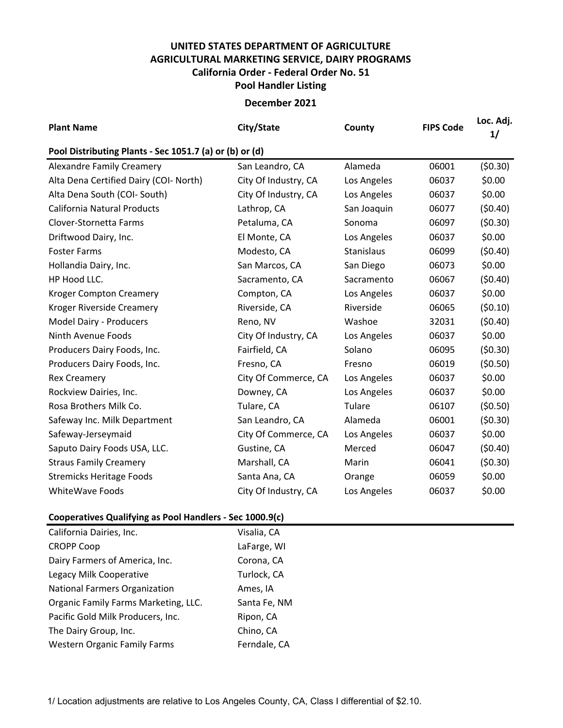# UNITED STATES DEPARTMENT OF AGRICULTURE
## AGRICULTURAL MARKETING SERVICE, DAIRY PROGRAMS
### California Order - Federal Order No. 51
### Pool Handler Listing

**December 2021**

| Plant Name | City/State | County | FIPS Code | Loc. Adj. 1/ |
|---|---|---|---|---|
| **Pool Distributing Plants - Sec 1051.7 (a) or (b) or (d)** | | | | |
| Alexandre Family Creamery | San Leandro, CA | Alameda | 06001 | ($0.30) |
| Alta Dena Certified Dairy (COI- North) | City Of Industry, CA | Los Angeles | 06037 | $0.00 |
| Alta Dena South (COI- South) | City Of Industry, CA | Los Angeles | 06037 | $0.00 |
| California Natural Products | Lathrop, CA | San Joaquin | 06077 | ($0.40) |
| Clover-Stornetta Farms | Petaluma, CA | Sonoma | 06097 | ($0.30) |
| Driftwood Dairy, Inc. | El Monte, CA | Los Angeles | 06037 | $0.00 |
| Foster Farms | Modesto, CA | Stanislaus | 06099 | ($0.40) |
| Hollandia Dairy, Inc. | San Marcos, CA | San Diego | 06073 | $0.00 |
| HP Hood LLC. | Sacramento, CA | Sacramento | 06067 | ($0.40) |
| Kroger Compton Creamery | Compton, CA | Los Angeles | 06037 | $0.00 |
| Kroger Riverside Creamery | Riverside, CA | Riverside | 06065 | ($0.10) |
| Model Dairy - Producers | Reno, NV | Washoe | 32031 | ($0.40) |
| Ninth Avenue Foods | City Of Industry, CA | Los Angeles | 06037 | $0.00 |
| Producers Dairy Foods, Inc. | Fairfield, CA | Solano | 06095 | ($0.30) |
| Producers Dairy Foods, Inc. | Fresno, CA | Fresno | 06019 | ($0.50) |
| Rex Creamery | City Of Commerce, CA | Los Angeles | 06037 | $0.00 |
| Rockview Dairies, Inc. | Downey, CA | Los Angeles | 06037 | $0.00 |
| Rosa Brothers Milk Co. | Tulare, CA | Tulare | 06107 | ($0.50) |
| Safeway Inc. Milk Department | San Leandro, CA | Alameda | 06001 | ($0.30) |
| Safeway-Jerseymaid | City Of Commerce, CA | Los Angeles | 06037 | $0.00 |
| Saputo Dairy Foods USA, LLC. | Gustine, CA | Merced | 06047 | ($0.40) |
| Straus Family Creamery | Marshall, CA | Marin | 06041 | ($0.30) |
| Stremicks Heritage Foods | Santa Ana, CA | Orange | 06059 | $0.00 |
| WhiteWave Foods | City Of Industry, CA | Los Angeles | 06037 | $0.00 |

**Cooperatives Qualifying as Pool Handlers - Sec 1000.9(c)**

| Cooperative | City/State |
|---|---|
| California Dairies, Inc. | Visalia, CA |
| CROPP Coop | LaFarge, WI |
| Dairy Farmers of America, Inc. | Corona, CA |
| Legacy Milk Cooperative | Turlock, CA |
| National Farmers Organization | Ames, IA |
| Organic Family Farms Marketing, LLC. | Santa Fe, NM |
| Pacific Gold Milk Producers, Inc. | Ripon, CA |
| The Dairy Group, Inc. | Chino, CA |
| Western Organic Family Farms | Ferndale, CA |

1/ Location adjustments are relative to Los Angeles County, CA, Class I differential of $2.10.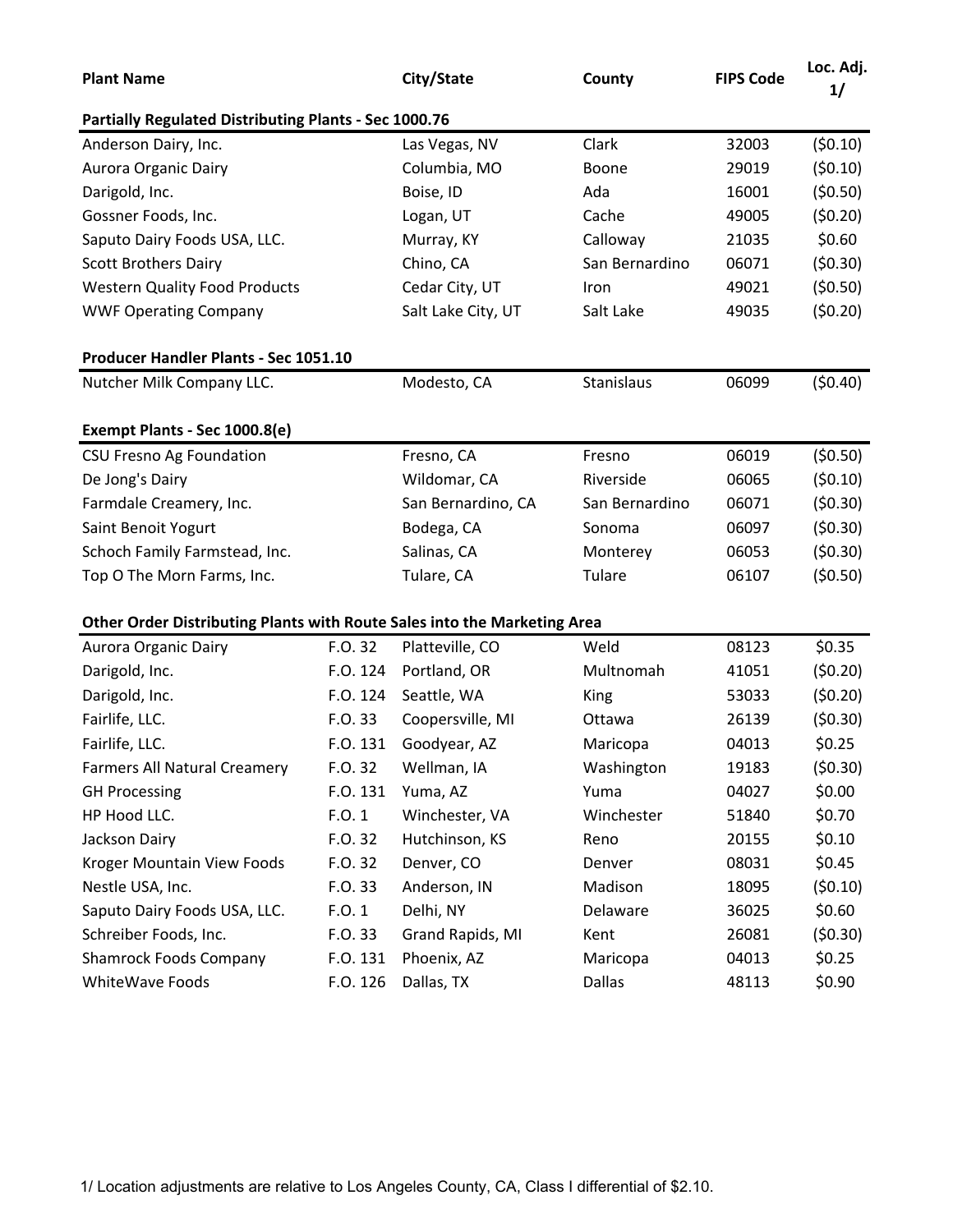| Plant Name | | City/State | County | FIPS Code | Loc. Adj. 1/ |
|---|---|---|---|---|---|
| **Partially Regulated Distributing Plants - Sec 1000.76** | | | | | |
| Anderson Dairy, Inc. | | Las Vegas, NV | Clark | 32003 | ($0.10) |
| Aurora Organic Dairy | | Columbia, MO | Boone | 29019 | ($0.10) |
| Darigold, Inc. | | Boise, ID | Ada | 16001 | ($0.50) |
| Gossner Foods, Inc. | | Logan, UT | Cache | 49005 | ($0.20) |
| Saputo Dairy Foods USA, LLC. | | Murray, KY | Calloway | 21035 | $0.60 |
| Scott Brothers Dairy | | Chino, CA | San Bernardino | 06071 | ($0.30) |
| Western Quality Food Products | | Cedar City, UT | Iron | 49021 | ($0.50) |
| WWF Operating Company | | Salt Lake City, UT | Salt Lake | 49035 | ($0.20) |
| **Producer Handler Plants - Sec 1051.10** | | | | | |
| Nutcher Milk Company LLC. | | Modesto, CA | Stanislaus | 06099 | ($0.40) |
| **Exempt Plants - Sec 1000.8(e)** | | | | | |
| CSU Fresno Ag Foundation | | Fresno, CA | Fresno | 06019 | ($0.50) |
| De Jong's Dairy | | Wildomar, CA | Riverside | 06065 | ($0.10) |
| Farmdale Creamery, Inc. | | San Bernardino, CA | San Bernardino | 06071 | ($0.30) |
| Saint Benoit Yogurt | | Bodega, CA | Sonoma | 06097 | ($0.30) |
| Schoch Family Farmstead, Inc. | | Salinas, CA | Monterey | 06053 | ($0.30) |
| Top O The Morn Farms, Inc. | | Tulare, CA | Tulare | 06107 | ($0.50) |
| **Other Order Distributing Plants with Route Sales into the Marketing Area** | | | | | |
| Aurora Organic Dairy | F.O. 32 | Platteville, CO | Weld | 08123 | $0.35 |
| Darigold, Inc. | F.O. 124 | Portland, OR | Multnomah | 41051 | ($0.20) |
| Darigold, Inc. | F.O. 124 | Seattle, WA | King | 53033 | ($0.20) |
| Fairlife, LLC. | F.O. 33 | Coopersville, MI | Ottawa | 26139 | ($0.30) |
| Fairlife, LLC. | F.O. 131 | Goodyear, AZ | Maricopa | 04013 | $0.25 |
| Farmers All Natural Creamery | F.O. 32 | Wellman, IA | Washington | 19183 | ($0.30) |
| GH Processing | F.O. 131 | Yuma, AZ | Yuma | 04027 | $0.00 |
| HP Hood LLC. | F.O. 1 | Winchester, VA | Winchester | 51840 | $0.70 |
| Jackson Dairy | F.O. 32 | Hutchinson, KS | Reno | 20155 | $0.10 |
| Kroger Mountain View Foods | F.O. 32 | Denver, CO | Denver | 08031 | $0.45 |
| Nestle USA, Inc. | F.O. 33 | Anderson, IN | Madison | 18095 | ($0.10) |
| Saputo Dairy Foods USA, LLC. | F.O. 1 | Delhi, NY | Delaware | 36025 | $0.60 |
| Schreiber Foods, Inc. | F.O. 33 | Grand Rapids, MI | Kent | 26081 | ($0.30) |
| Shamrock Foods Company | F.O. 131 | Phoenix, AZ | Maricopa | 04013 | $0.25 |
| WhiteWave Foods | F.O. 126 | Dallas, TX | Dallas | 48113 | $0.90 |

1/ Location adjustments are relative to Los Angeles County, CA, Class I differential of $2.10.